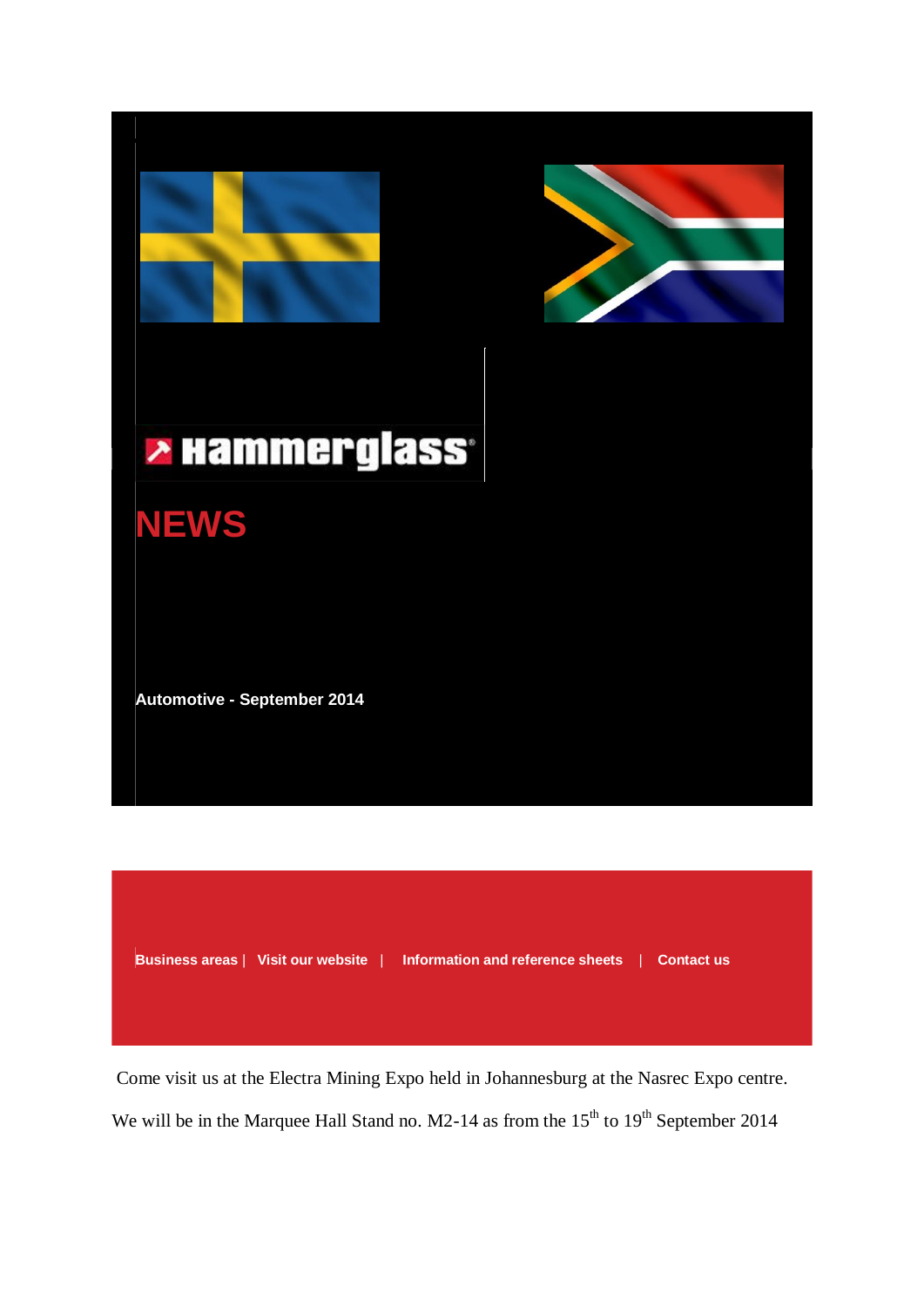Hammerglass

# NEWS

**Automotive - September 2014**

**Business areas** | **Visit our website** | **Information and reference sheets** | **Contact us**

Come visit us at the Electra Mining Expo held in Johannesburg at the Nasrec Expo centre.

We will be in the Marquee Hall Stand no. M2-14 as from the 15th to 19th September 2014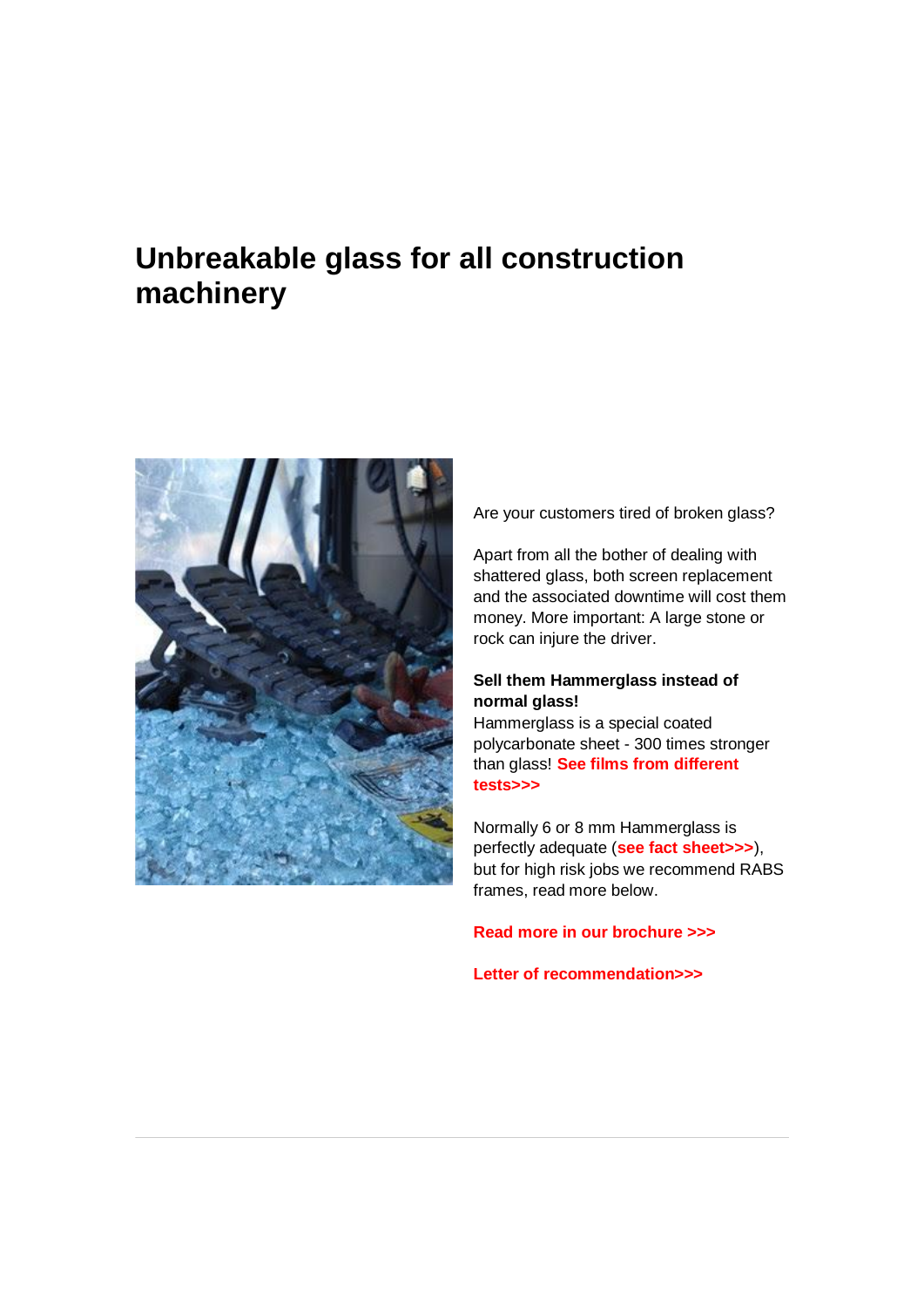# Unbreakable glass for all construction machinery

Are your customers tired of broken glass?

Apart from all the bother of dealing with shattered glass, both screen replacement and the associated downtime will cost them money. More important: A large stone or rock can injure the driver.

**Sell them Hammerglass instead of normal glass!**
Hammerglass is a special coated polycarbonate sheet - 300 times stronger than glass! **See films from different tests>>>**

Normally 6 or 8 mm Hammerglass is perfectly adequate (**see fact sheet>>>**), but for high risk jobs we recommend RABS frames, read more below.

**Read more in our brochure >>>**

**Letter of recommendation>>>**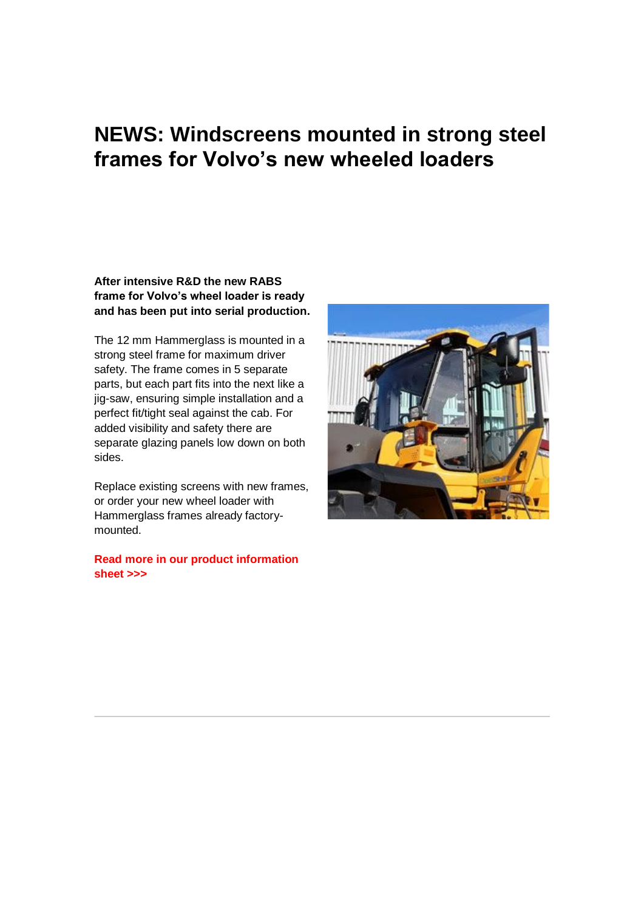# NEWS: Windscreens mounted in strong steel frames for Volvo's new wheeled loaders

**After intensive R&D the new RABS frame for Volvo's wheel loader is ready and has been put into serial production.**

The 12 mm Hammerglass is mounted in a strong steel frame for maximum driver safety. The frame comes in 5 separate parts, but each part fits into the next like a jig-saw, ensuring simple installation and a perfect fit/tight seal against the cab. For added visibility and safety there are separate glazing panels low down on both sides.

Replace existing screens with new frames, or order your new wheel loader with Hammerglass frames already factory-mounted.

**Read more in our product information sheet >>>**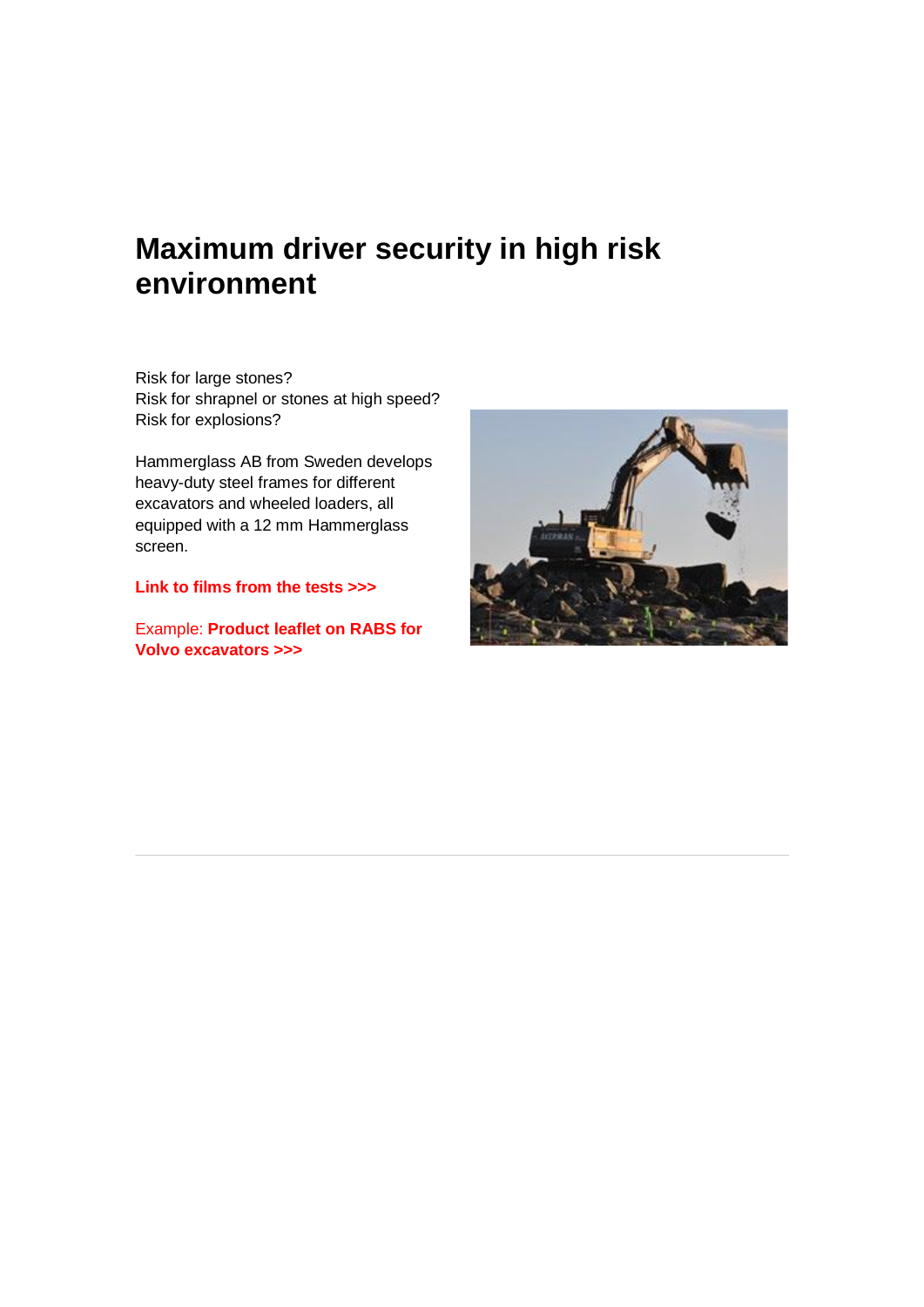# Maximum driver security in high risk environment

Risk for large stones?
Risk for shrapnel or stones at high speed?
Risk for explosions?

Hammerglass AB from Sweden develops heavy-duty steel frames for different excavators and wheeled loaders, all equipped with a 12 mm Hammerglass screen.

**Link to films from the tests >>>**

Example: **Product leaflet on RABS for Volvo excavators >>>**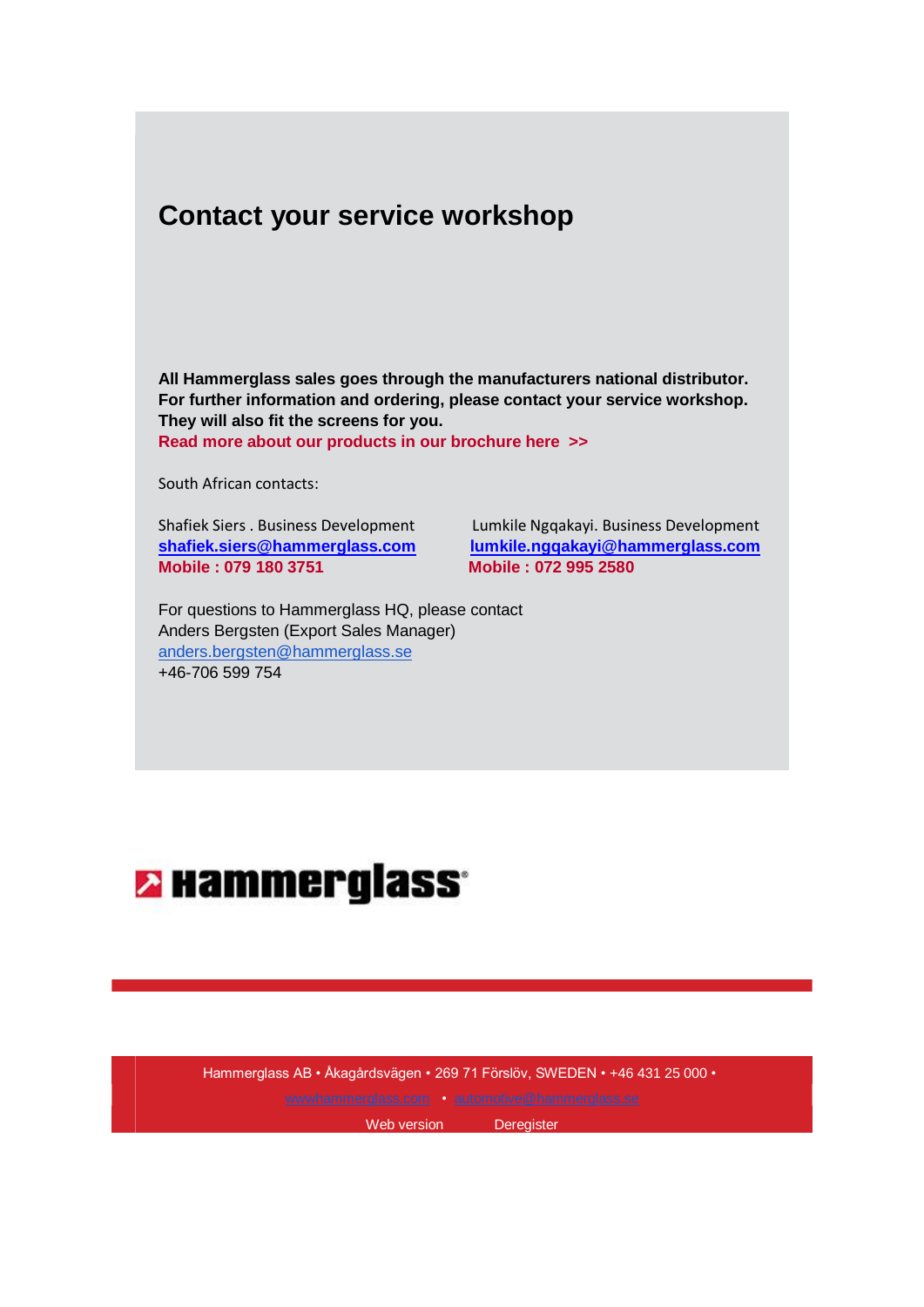# Contact your service workshop

**All Hammerglass sales goes through the manufacturers national distributor. For further information and ordering, please contact your service workshop. They will also fit the screens for you.**
**Read more about our products in our brochure here >>**

South African contacts:

Shafiek Siers . Business Development
**shafiek.siers@hammerglass.com**
**Mobile : 079 180 3751**

Lumkile Ngqakayi. Business Development
**lumkile.ngqakayi@hammerglass.com**
**Mobile : 072 995 2580**

For questions to Hammerglass HQ, please contact
Anders Bergsten (Export Sales Manager)
anders.bergsten@hammerglass.se
+46-706 599 754

Hammerglass

Hammerglass AB • Åkagårdsvägen • 269 71 Förslöv, SWEDEN • +46 431 25 000 •
www.hammerglass.com • automotive@hammerglass.se
Web version Deregister